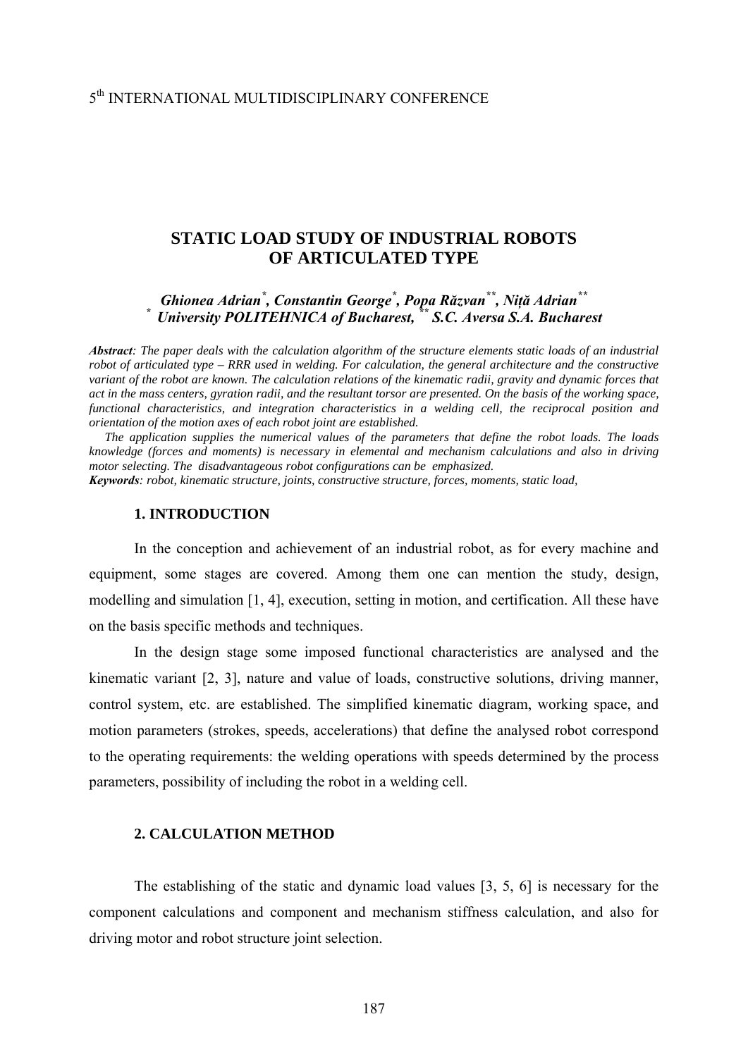5th INTERNATIONAL MULTIDISCIPLINARY CONFERENCE

# STATIC LOAD STUDY OF INDUSTRIAL ROBOTS OF ARTICULATED TYPE

***Ghionea Adrian[*], Constantin George[*], Popa Răzvan[**], Niță Adrian[**]***
***[*] University POLITEHNICA of Bucharest, [**] S.C. Aversa S.A. Bucharest***

***Abstract**: The paper deals with the calculation algorithm of the structure elements static loads of an industrial robot of articulated type – RRR used in welding. For calculation, the general architecture and the constructive variant of the robot are known. The calculation relations of the kinematic radii, gravity and dynamic forces that act in the mass centers, gyration radii, and the resultant torsor are presented. On the basis of the working space, functional characteristics, and integration characteristics in a welding cell, the reciprocal position and orientation of the motion axes of each robot joint are established.*

*The application supplies the numerical values of the parameters that define the robot loads. The loads knowledge (forces and moments) is necessary in elemental and mechanism calculations and also in driving motor selecting. The disadvantageous robot configurations can be emphasized.*

***Keywords**: robot, kinematic structure, joints, constructive structure, forces, moments, static load,*

## 1. INTRODUCTION

In the conception and achievement of an industrial robot, as for every machine and equipment, some stages are covered. Among them one can mention the study, design, modelling and simulation [1, 4], execution, setting in motion, and certification. All these have on the basis specific methods and techniques.

In the design stage some imposed functional characteristics are analysed and the kinematic variant [2, 3], nature and value of loads, constructive solutions, driving manner, control system, etc. are established. The simplified kinematic diagram, working space, and motion parameters (strokes, speeds, accelerations) that define the analysed robot correspond to the operating requirements: the welding operations with speeds determined by the process parameters, possibility of including the robot in a welding cell.

## 2. CALCULATION METHOD

The establishing of the static and dynamic load values [3, 5, 6] is necessary for the component calculations and component and mechanism stiffness calculation, and also for driving motor and robot structure joint selection.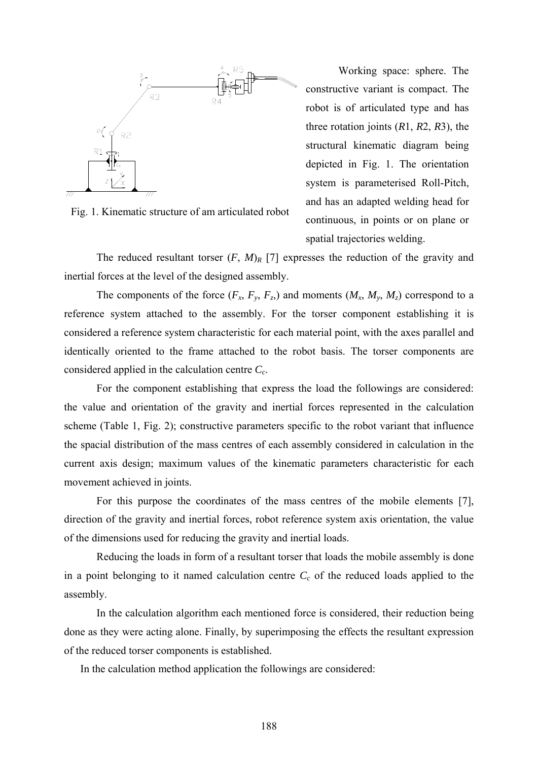Working space: sphere. The constructive variant is compact. The robot is of articulated type and has three rotation joints ($R1$, $R2$, $R3$), the structural kinematic diagram being depicted in Fig. 1. The orientation system is parameterised Roll-Pitch, and has an adapted welding head for continuous, in points or on plane or spatial trajectories welding.

Fig. 1. Kinematic structure of am articulated robot

The reduced resultant torser $(F, M)_R$ [7] expresses the reduction of the gravity and inertial forces at the level of the designed assembly.

The components of the force ($F_x$, $F_y$, $F_z$,) and moments ($M_x$, $M_y$, $M_z$) correspond to a reference system attached to the assembly. For the torser component establishing it is considered a reference system characteristic for each material point, with the axes parallel and identically oriented to the frame attached to the robot basis. The torser components are considered applied in the calculation centre $C_c$.

For the component establishing that express the load the followings are considered: the value and orientation of the gravity and inertial forces represented in the calculation scheme (Table 1, Fig. 2); constructive parameters specific to the robot variant that influence the spacial distribution of the mass centres of each assembly considered in calculation in the current axis design; maximum values of the kinematic parameters characteristic for each movement achieved in joints.

For this purpose the coordinates of the mass centres of the mobile elements [7], direction of the gravity and inertial forces, robot reference system axis orientation, the value of the dimensions used for reducing the gravity and inertial loads.

Reducing the loads in form of a resultant torser that loads the mobile assembly is done in a point belonging to it named calculation centre $C_c$ of the reduced loads applied to the assembly.

In the calculation algorithm each mentioned force is considered, their reduction being done as they were acting alone. Finally, by superimposing the effects the resultant expression of the reduced torser components is established.

In the calculation method application the followings are considered: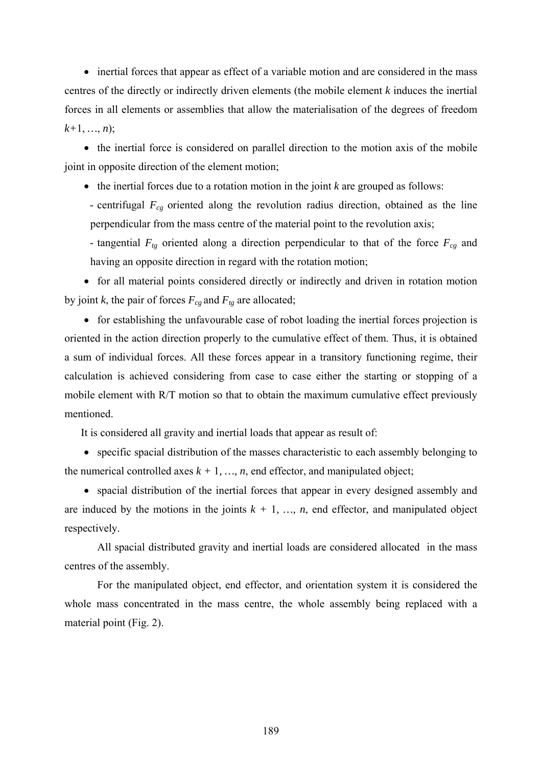- inertial forces that appear as effect of a variable motion and are considered in the mass centres of the directly or indirectly driven elements (the mobile element $k$ induces the inertial forces in all elements or assemblies that allow the materialisation of the degrees of freedom $k+1, \ldots, n$);
- the inertial force is considered on parallel direction to the motion axis of the mobile joint in opposite direction of the element motion;
- the inertial forces due to a rotation motion in the joint $k$ are grouped as follows:
  - centrifugal $F_{cg}$ oriented along the revolution radius direction, obtained as the line perpendicular from the mass centre of the material point to the revolution axis;
  - tangential $F_{tg}$ oriented along a direction perpendicular to that of the force $F_{cg}$ and having an opposite direction in regard with the rotation motion;
- for all material points considered directly or indirectly and driven in rotation motion by joint $k$, the pair of forces $F_{cg}$ and $F_{tg}$ are allocated;
- for establishing the unfavourable case of robot loading the inertial forces projection is oriented in the action direction properly to the cumulative effect of them. Thus, it is obtained a sum of individual forces. All these forces appear in a transitory functioning regime, their calculation is achieved considering from case to case either the starting or stopping of a mobile element with R/T motion so that to obtain the maximum cumulative effect previously mentioned.

It is considered all gravity and inertial loads that appear as result of:

- specific spacial distribution of the masses characteristic to each assembly belonging to the numerical controlled axes $k + 1, \ldots, n$, end effector, and manipulated object;
- spacial distribution of the inertial forces that appear in every designed assembly and are induced by the motions in the joints $k + 1, \ldots, n$, end effector, and manipulated object respectively.

All spacial distributed gravity and inertial loads are considered allocated in the mass centres of the assembly.

For the manipulated object, end effector, and orientation system it is considered the whole mass concentrated in the mass centre, the whole assembly being replaced with a material point (Fig. 2).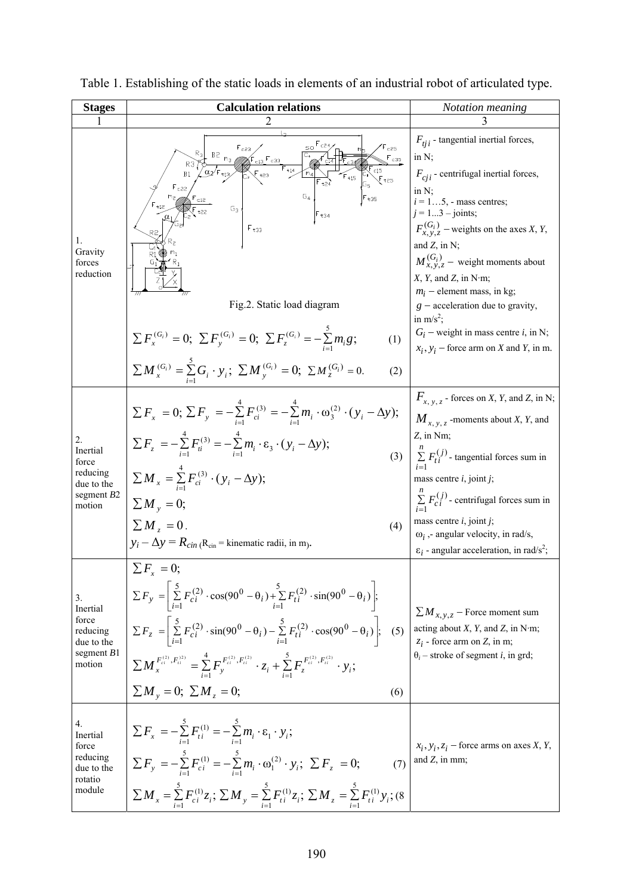Table 1. Establishing of the static loads in elements of an industrial robot of articulated type.

| Stages | Calculation relations | *Notation meaning* |
|---|---|---|
| 1 | 2 | 3 |
| 1. Gravity forces reduction | Fig.2. Static load diagram <br> $\sum F_x^{(G_i)} = 0;\ \sum F_y^{(G_i)} = 0;\ \sum F_z^{(G_i)} = -\sum_{i=1}^{5} m_i g;$ (1) <br> $\sum M_x^{(G_i)} = \sum_{i=1}^{5} G_i \cdot y_i;\ \sum M_y^{(G_i)} = 0;\ \sum M_z^{(G_i)} = 0.$ (2) | $F_{tji}$ - tangential inertial forces, in N; <br> $F_{cji}$ - centrifugal inertial forces, in N; <br> $i = 1…5$, - mass centres; <br> $j = 1...3$ – joints; <br> $F_{x,y,z}^{(G_i)}$ – weights on the axes $X$, $Y$, and $Z$, in N; <br> $M_{x,y,z}^{(G_i)}$ – weight moments about $X$, $Y$, and $Z$, in N·m; <br> $m_i$ – element mass, in kg; <br> $g$ – acceleration due to gravity, in m/s$^2$; <br> $G_i$ – weight in mass centre $i$, in N; <br> $x_i, y_i$ – force arm on $X$ and $Y$, in m. |
| 2. Inertial force reducing due to the segment $B2$ motion | $\sum F_x = 0;\ \sum F_y = -\sum_{i=1}^{4} F_{ci}^{(3)} = -\sum_{i=1}^{4} m_i \cdot \omega_3^{(2)} \cdot (y_i - \Delta y);$ <br> $\sum F_z = -\sum_{i=1}^{4} F_{ti}^{(3)} = -\sum_{i=1}^{4} m_i \cdot \varepsilon_3 \cdot (y_i - \Delta y);$ (3) <br> $\sum M_x = \sum_{i=1}^{4} F_{ci}^{(3)} \cdot (y_i - \Delta y);$ <br> $\sum M_y = 0;$ <br> $\sum M_z = 0.$ (4) <br> $y_i - \Delta y = R_{cin}$ ($R_{cin}$ = kinematic radii, in m). | $F_{x,y,z}$ - forces on $X$, $Y$, and $Z$, in N; <br> $M_{x,y,z}$ -moments about $X$, $Y$, and $Z$, in Nm; <br> $\sum_{i=1}^{n} F_{ti}^{(j)}$ - tangential forces sum in mass centre $i$, joint $j$; <br> $\sum_{i=1}^{n} F_{ci}^{(j)}$ - centrifugal forces sum in mass centre $i$, joint $j$; <br> $\omega_i$ ,- angular velocity, in rad/s, <br> $\varepsilon_i$ - angular acceleration, in rad/s$^2$; |
| 3. Inertial force reducing due to the segment $B1$ motion | $\sum F_x = 0;$ <br> $\sum F_y = \left[ \sum_{i=1}^{5} F_{ci}^{(2)} \cdot \cos(90^0 - \theta_i) + \sum_{i=1}^{5} F_{ti}^{(2)} \cdot \sin(90^0 - \theta_i) \right];$ <br> $\sum F_z = \left[ \sum_{i=1}^{5} F_{ci}^{(2)} \cdot \sin(90^0 - \theta_i) - \sum_{i=1}^{5} F_{ti}^{(2)} \cdot \cos(90^0 - \theta_i) \right];$ (5) <br> $\sum M_x^{F_{ci}^{(2)}, F_{ti}^{(2)}} = \sum_{i=1}^{4} F_y^{F_{ci}^{(2)}, F_{ti}^{(2)}} \cdot z_i + \sum_{i=1}^{5} F_z^{F_{ci}^{(2)}, F_{ti}^{(2)}} \cdot y_i;$ <br> $\sum M_y = 0;\ \sum M_z = 0;$ (6) | $\sum M_{x,y,z}$ – Force moment sum acting about $X$, $Y$, and $Z$, in N·m; <br> $z_i$ - force arm on $Z$, in m; <br> $\theta_i$ – stroke of segment $i$, in grd; |
| 4. Inertial force reducing due to the rotatio module | $\sum F_x = -\sum_{i=1}^{5} F_{ti}^{(1)} = -\sum_{i=1}^{5} m_i \cdot \varepsilon_1 \cdot y_i;$ <br> $\sum F_y = -\sum_{i=1}^{5} F_{ci}^{(1)} = -\sum_{i=1}^{5} m_i \cdot \omega_1^{(2)} \cdot y_i;\ \sum F_z = 0;$ (7) <br> $\sum M_x = \sum_{i=1}^{5} F_{ci}^{(1)} z_i;\ \sum M_y = \sum_{i=1}^{5} F_{ti}^{(1)} z_i;\ \sum M_z = \sum_{i=1}^{5} F_{ti}^{(1)} y_i;$ (8 | $x_i, y_i, z_i$ – force arms on axes $X$, $Y$, and $Z$, in mm; |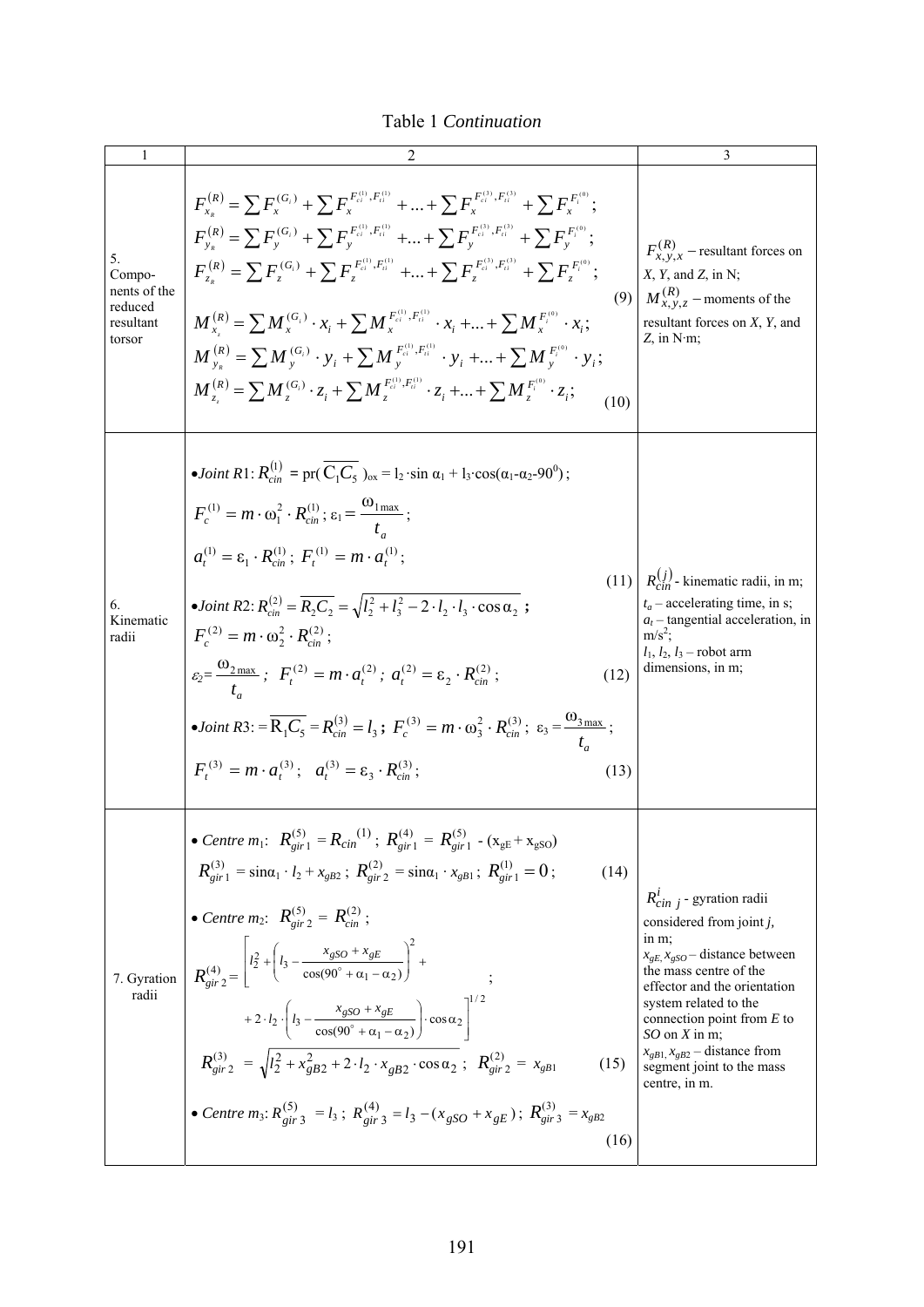Table 1 *Continuation*

| 1 | 2 | 3 |
|---|---|---|
| 5. Components of the reduced resultant torsor | $F_{x_R}^{(R)} = \sum F_x^{(G_i)} + \sum F_x^{F_{ci}^{(1)},F_{ti}^{(1)}} + ... + \sum F_x^{F_{ci}^{(3)},F_{ti}^{(3)}} + \sum F_x^{F_i^{(0)}}$; $F_{y_R}^{(R)} = \sum F_y^{(G_i)} + \sum F_y^{F_{ci}^{(1)},F_{ti}^{(1)}} + ... + \sum F_y^{F_{ci}^{(3)},F_{ti}^{(3)}} + \sum F_y^{F_i^{(0)}}$; $F_{z_R}^{(R)} = \sum F_z^{(G_i)} + \sum F_z^{F_{ci}^{(1)},F_{ti}^{(1)}} + ... + \sum F_z^{F_{ci}^{(3)},F_{ti}^{(3)}} + \sum F_z^{F_i^{(0)}}$; (9) $M_{x_z}^{(R)} = \sum M_x^{(G_i)} \cdot x_i + \sum M_x^{F_{ci}^{(1)},F_{ti}^{(1)}} \cdot x_i + ... + \sum M_x^{F_i^{(0)}} \cdot x_i$; $M_{y_R}^{(R)} = \sum M_y^{(G_i)} \cdot y_i + \sum M_y^{F_{ci}^{(1)},F_{ti}^{(1)}} \cdot y_i + ... + \sum M_y^{F_i^{(0)}} \cdot y_i$; $M_{z_z}^{(R)} = \sum M_z^{(G_i)} \cdot z_i + \sum M_z^{F_{ci}^{(1)},F_{ti}^{(1)}} \cdot z_i + ... + \sum M_z^{F_i^{(0)}} \cdot z_i$; (10) | $F_{x,y,x}^{(R)}$ – resultant forces on *X*, *Y*, and *Z*, in N; $M_{x,y,z}^{(R)}$ – moments of the resultant forces on *X*, *Y*, and *Z*, in N·m; |
| 6. Kinematic radii | • *Joint R*1: $R_{cin}^{(1)} = \text{pr}(\overline{C_1C_5})_{ox} = l_2 \cdot \sin\alpha_1 + l_3 \cdot \cos(\alpha_1 - \alpha_2 - 90^0)$; $F_c^{(1)} = m \cdot \omega_1^2 \cdot R_{cin}^{(1)}$; $\varepsilon_1 = \frac{\omega_{1\max}}{t_a}$; $a_t^{(1)} = \varepsilon_1 \cdot R_{cin}^{(1)}$; $F_t^{(1)} = m \cdot a_t^{(1)}$; (11) • *Joint R*2: $R_{cin}^{(2)} = \overline{R_2C_2} = \sqrt{l_2^2 + l_3^2 - 2 \cdot l_2 \cdot l_3 \cdot \cos\alpha_2}$; $F_c^{(2)} = m \cdot \omega_2^2 \cdot R_{cin}^{(2)}$; $\varepsilon_2 = \frac{\omega_{2\max}}{t_a}$; $F_t^{(2)} = m \cdot a_t^{(2)}$; $a_t^{(2)} = \varepsilon_2 \cdot R_{cin}^{(2)}$; (12) • *Joint R*3: $= \overline{R_1C_5} = R_{cin}^{(3)} = l_3$; $F_c^{(3)} = m \cdot \omega_3^2 \cdot R_{cin}^{(3)}$; $\varepsilon_3 = \frac{\omega_{3\max}}{t_a}$; $F_t^{(3)} = m \cdot a_t^{(3)}$; $a_t^{(3)} = \varepsilon_3 \cdot R_{cin}^{(3)}$; (13) | $R_{cin}^{(j)}$ - kinematic radii, in m; $t_a$ – accelerating time, in s; $a_t$ – tangential acceleration, in m/s²; $l_1$, $l_2$, $l_3$ – robot arm dimensions, in m; |
| 7. Gyration radii | • *Centre m*1: $R_{gir\,1}^{(5)} = R_{cin}^{(1)}$; $R_{gir\,1}^{(4)} = R_{gir\,1}^{(5)} - (x_{gE} + x_{gSO})$ $R_{gir\,1}^{(3)} = \sin\alpha_1 \cdot l_2 + x_{gB2}$; $R_{gir\,2}^{(2)} = \sin\alpha_1 \cdot x_{gB1}$; $R_{gir\,1}^{(1)} = 0$; (14) • *Centre m*2: $R_{gir\,2}^{(5)} = R_{cin}^{(2)}$; $R_{gir\,2}^{(4)} = \left[ l_2^2 + \left( l_3 - \frac{x_{gSO} + x_{gE}}{\cos(90^\circ + \alpha_1 - \alpha_2)} \right)^2 + 2 \cdot l_2 \cdot \left( l_3 - \frac{x_{gSO} + x_{gE}}{\cos(90^\circ + \alpha_1 - \alpha_2)} \right) \cdot \cos\alpha_2 \right]^{1/2}$; $R_{gir\,2}^{(3)} = \sqrt{l_2^2 + x_{gB2}^2 + 2 \cdot l_2 \cdot x_{gB2} \cdot \cos\alpha_2}$; $R_{gir\,2}^{(2)} = x_{gB1}$ (15) • *Centre m*3: $R_{gir\,3}^{(5)} = l_3$; $R_{gir\,3}^{(4)} = l_3 - (x_{gSO} + x_{gE})$; $R_{gir\,3}^{(3)} = x_{gB2}$ (16) | $R_{cin\ j}^{i}$ - gyration radii considered from joint *j*, in m; $x_{gE}, x_{gSO}$ – distance between the mass centre of the effector and the orientation system related to the connection point from *E* to *SO* on *X* in m; $x_{gB1}, x_{gB2}$ – distance from segment joint to the mass centre, in m. |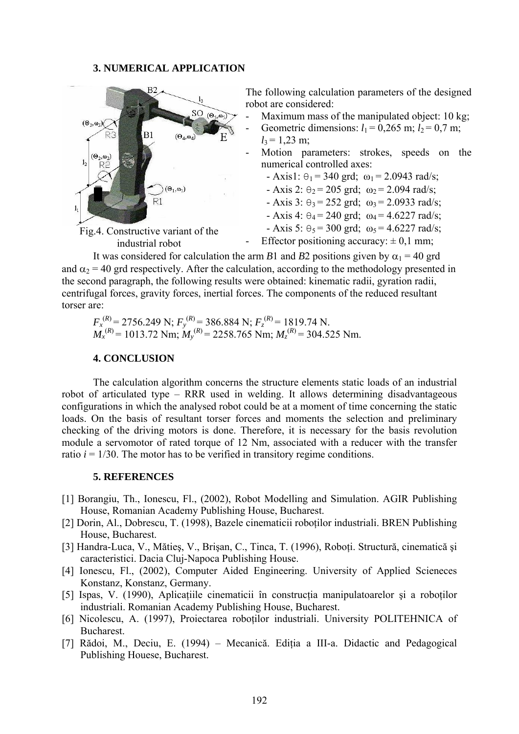## 3. NUMERICAL APPLICATION

The following calculation parameters of the designed robot are considered:

- Maximum mass of the manipulated object: 10 kg;
- Geometric dimensions: $l_1 = 0,265$ m; $l_2 = 0,7$ m; $l_3 = 1,23$ m;
- Motion parameters: strokes, speeds on the numerical controlled axes:
  - Axis1: $\theta_1 = 340$ grd; $\omega_1 = 2.0943$ rad/s;
  - Axis 2: $\theta_2 = 205$ grd; $\omega_2 = 2.094$ rad/s;
  - Axis 3: $\theta_3 = 252$ grd; $\omega_3 = 2.0933$ rad/s;
  - Axis 4: $\theta_4 = 240$ grd; $\omega_4 = 4.6227$ rad/s;
  - Axis 5: $\theta_5 = 300$ grd; $\omega_5 = 4.6227$ rad/s;
- Effector positioning accuracy: ± 0,1 mm;

Fig.4. Constructive variant of the industrial robot

It was considered for calculation the arm *B*1 and *B*2 positions given by $\alpha_1 = 40$ grd and $\alpha_2 = 40$ grd respectively. After the calculation, according to the methodology presented in the second paragraph, the following results were obtained: kinematic radii, gyration radii, centrifugal forces, gravity forces, inertial forces. The components of the reduced resultant torser are:

$F_x^{(R)} = 2756.249$ N; $F_y^{(R)} = 386.884$ N; $F_z^{(R)} = 1819.74$ N.
$M_x^{(R)} = 1013.72$ Nm; $M_y^{(R)} = 2258.765$ Nm; $M_z^{(R)} = 304.525$ Nm.

## 4. CONCLUSION

The calculation algorithm concerns the structure elements static loads of an industrial robot of articulated type – RRR used in welding. It allows determining disadvantageous configurations in which the analysed robot could be at a moment of time concerning the static loads. On the basis of resultant torser forces and moments the selection and preliminary checking of the driving motors is done. Therefore, it is necessary for the basis revolution module a servomotor of rated torque of 12 Nm, associated with a reducer with the transfer ratio $i = 1/30$. The motor has to be verified in transitory regime conditions.

## 5. REFERENCES

[1] Borangiu, Th., Ionescu, Fl., (2002), Robot Modelling and Simulation. AGIR Publishing House, Romanian Academy Publishing House, Bucharest.

[2] Dorin, Al., Dobrescu, T. (1998), Bazele cinematicii roboților industriali. BREN Publishing House, Bucharest.

[3] Handra-Luca, V., Mătieş, V., Brişan, C., Tinca, T. (1996), Roboți. Structură, cinematică şi caracteristici. Dacia Cluj-Napoca Publishing House.

[4] Ionescu, Fl., (2002), Computer Aided Engineering. University of Applied Scieneces Konstanz, Konstanz, Germany.

[5] Ispas, V. (1990), Aplicațiile cinematicii în construcția manipulatoarelor şi a roboților industriali. Romanian Academy Publishing House, Bucharest.

[6] Nicolescu, A. (1997), Proiectarea roboților industriali. University POLITEHNICA of Bucharest.

[7] Rădoi, M., Deciu, E. (1994) – Mecanică. Ediția a III-a. Didactic and Pedagogical Publishing Houese, Bucharest.